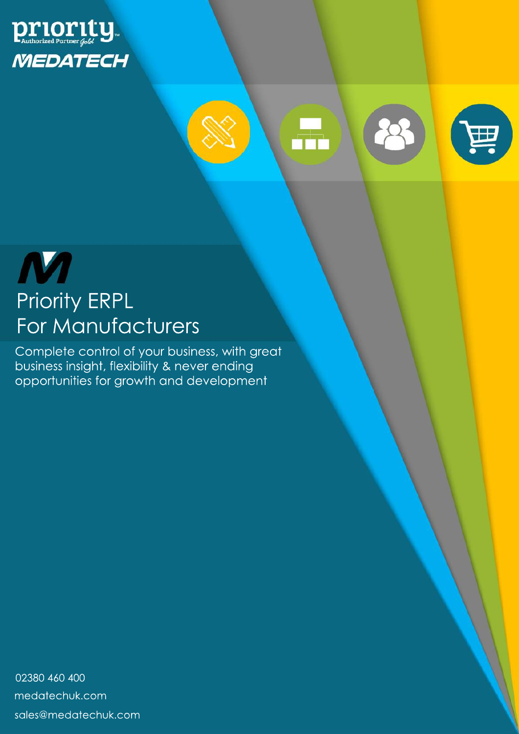priority

Authorized Partner Gold

MEDATECH

# Priority ERPL For Manufacturers

Complete control of your business, with great business insight, flexibility & never ending opportunities for growth and development

02380 460 400

medatechuk.com

sales@medatechuk.com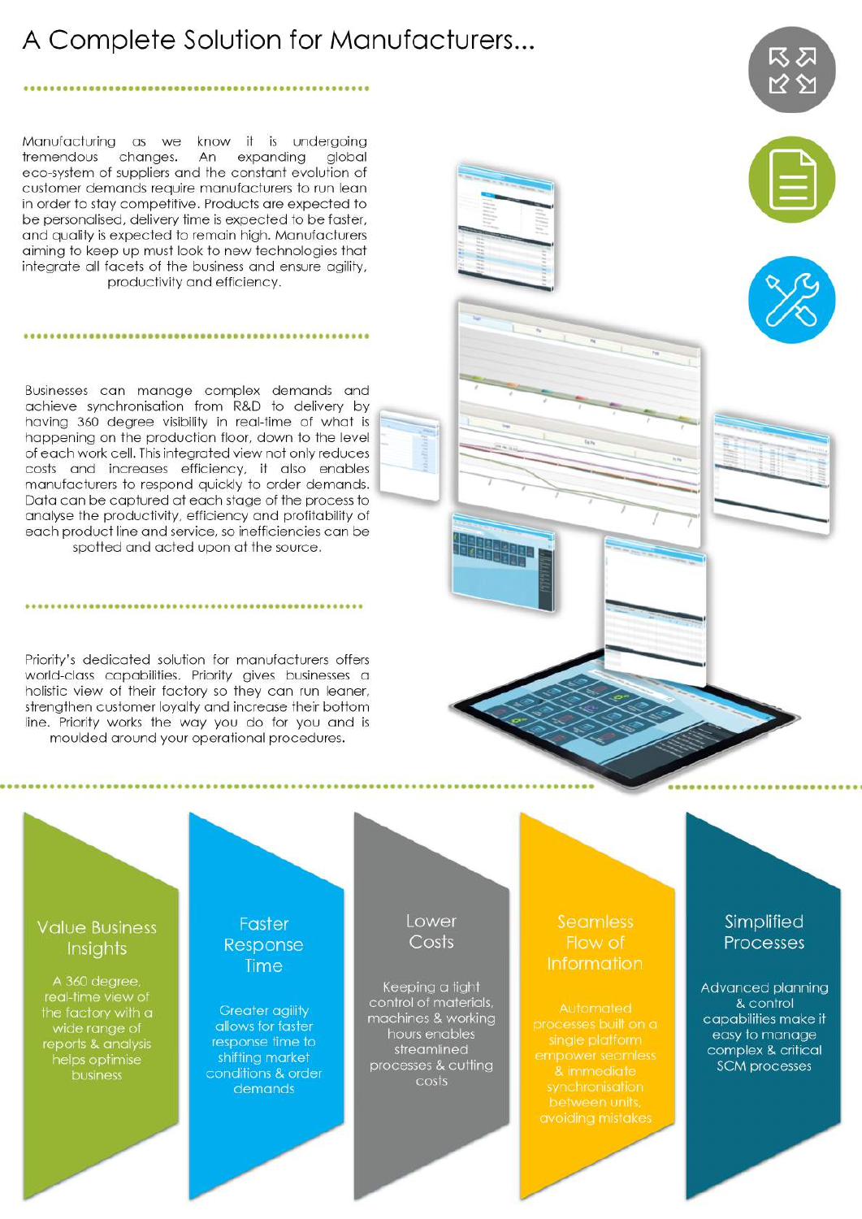# A Complete Solution for Manufacturers...

Manufacturing as we know it is undergoing tremendous changes. An expanding global eco-system of suppliers and the constant evolution of customer demands require manufacturers to run lean in order to stay competitive. Products are expected to be personalised, delivery time is expected to be faster, and quality is expected to remain high. Manufacturers aiming to keep up must look to new technologies that integrate all facets of the business and ensure agility, productivity and efficiency.

Businesses can manage complex demands and achieve synchronisation from R&D to delivery by having 360 degree visibility in real-time of what is happening on the production floor, down to the level of each work cell. This integrated view not only reduces costs and increases efficiency, it also enables manufacturers to respond quickly to order demands. Data can be captured at each stage of the process to analyse the productivity, efficiency and profitability of each product line and service, so inefficiencies can be spotted and acted upon at the source.

Priority's dedicated solution for manufacturers offers world-class capabilities. Priority gives businesses a holistic view of their factory so they can run leaner, strengthen customer loyalty and increase their bottom line. Priority works the way you do for you and is moulded around your operational procedures.

### Value Business Insights

A 360 degree, real-time view of the factory with a wide range of reports & analysis helps optimise business

### Faster Response Time

Greater agility allows for faster response time to shifting market conditions & order demands

### Lower Costs

Keeping a tight control of materials, machines & working hours enables streamlined processes & cutting costs

### Seamless Flow of Information

Automated processes built on a single platform empower seamless & immediate synchronisation between units, avoiding mistakes

### Simplified Processes

Advanced planning & control capabilities make it easy to manage complex & critical SCM processes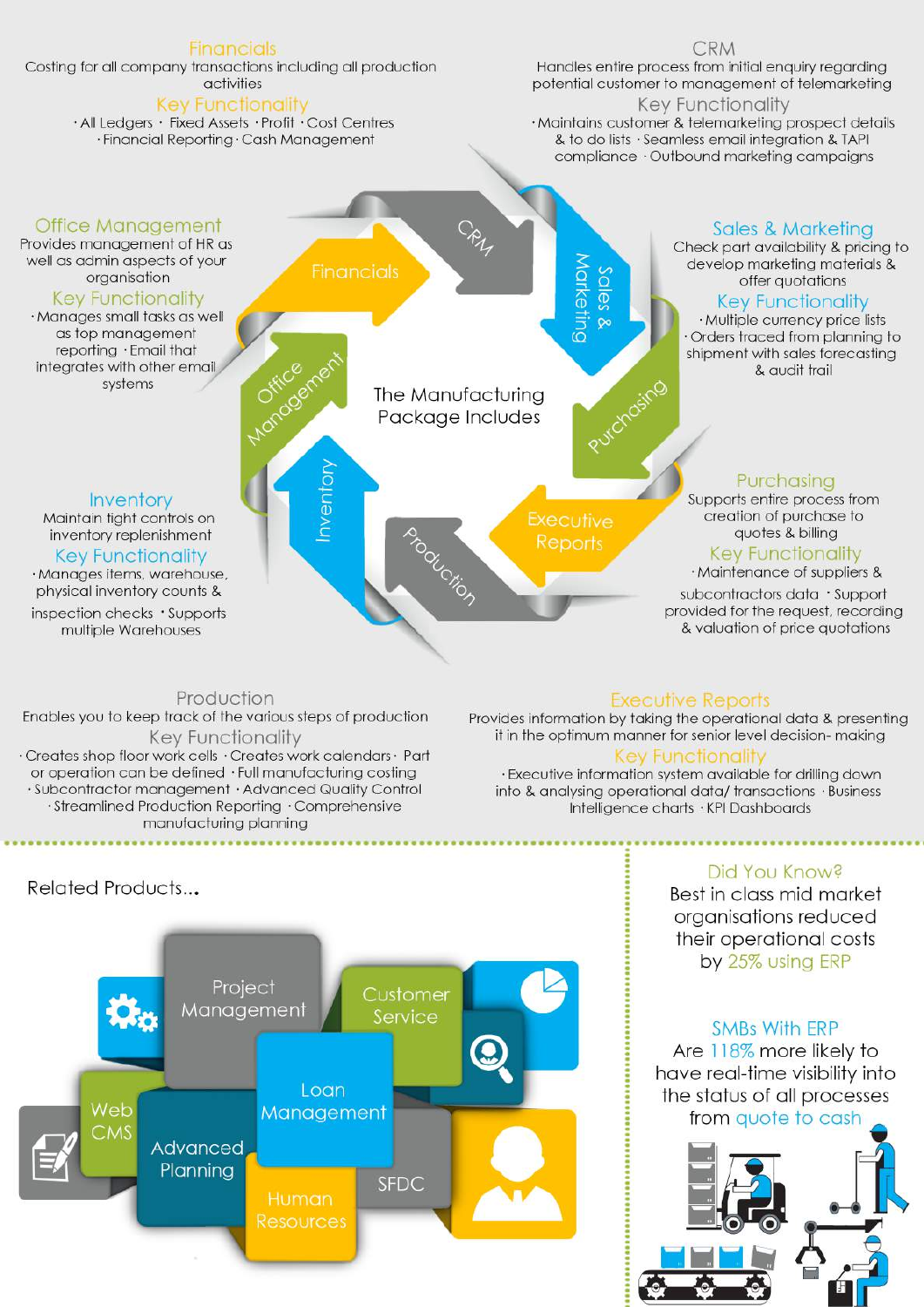## Financials

Costing for all company transactions including all production activities

### Key Functionality

- All Ledgers
- Fixed Assets
- Profit
- Cost Centres
- Financial Reporting
- Cash Management

## CRM

Handles entire process from initial enquiry regarding potential customer to management of telemarketing

### Key Functionality

- Maintains customer & telemarketing prospect details & to do lists
- Seamless email integration & TAPI compliance
- Outbound marketing campaigns

## Office Management

Provides management of HR as well as admin aspects of your organisation

### Key Functionality

- Manages small tasks as well as top management reporting
- Email that integrates with other email systems

## Sales & Marketing

Check part availability & pricing to develop marketing materials & offer quotations

### Key Functionality

- Multiple currency price lists
- Orders traced from planning to shipment with sales forecasting & audit trail

**The Manufacturing Package Includes**

Financials · CRM · Sales & Marketing · Purchasing · Executive Reports · Production · Inventory · Office Management

## Inventory

Maintain tight controls on inventory replenishment

### Key Functionality

- Manages items, warehouse, physical inventory counts & inspection checks
- Supports multiple Warehouses

## Purchasing

Supports entire process from creation of purchase to quotes & billing

### Key Functionality

- Maintenance of suppliers & subcontractors data
- Support provided for the request, recording & valuation of price quotations

## Production

Enables you to keep track of the various steps of production

### Key Functionality

- Creates shop floor work cells
- Creates work calendars
- Part or operation can be defined
- Full manufacturing costing
- Subcontractor management
- Advanced Quality Control
- Streamlined Production Reporting
- Comprehensive manufacturing planning

## Executive Reports

Provides information by taking the operational data & presenting it in the optimum manner for senior level decision- making

### Key Functionality

- Executive information system available for drilling down into & analysing operational data/ transactions
- Business Intelligence charts
- KPI Dashboards

## Related Products...

- Project Management
- Customer Service
- Web CMS
- Loan Management
- Advanced Planning
- SFDC
- Human Resources

## Did You Know?

Best in class mid market organisations reduced their operational costs by 25% using ERP

## SMBs With ERP

Are 118% more likely to have real-time visibility into the status of all processes from quote to cash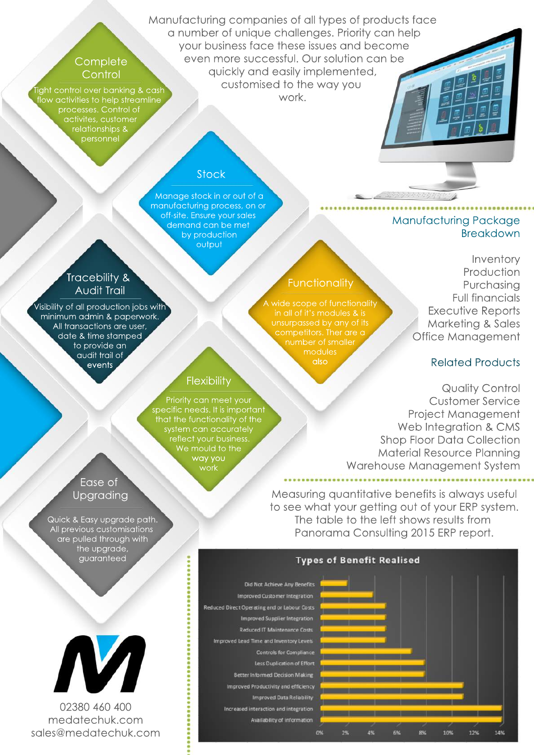Manufacturing companies of all types of products face a number of unique challenges. Priority can help your business face these issues and become even more successful. Our solution can be quickly and easily implemented, customised to the way you work.

## Complete Control

Tight control over banking & cash flow activities to help streamline processes. Control of activites, customer relationships & personnel

## Stock

Manage stock in or out of a manufacturing process, on or off-site. Ensure your sales demand can be met by production output

## Traceability & Audit Trail

Visibility of all production jobs with minimum admin & paperwork. All transactions are user, date & time stamped to provide an audit trail of events

## Functionality

A wide scope of functionality in all of it's modules & is unsurpassed by any of its competitors. Ther are a number of smaller modules also

## Flexibility

Priority can meet your specific needs. It is important that the functionality of the system can accurately reflect your business. We mould to the way you work

## Ease of Upgrading

Quick & Easy upgrade path. All previous customisations are pulled through with the upgrade, guaranteed

## Manufacturing Package Breakdown

- Inventory
- Production
- Purchasing
- Full financials
- Executive Reports
- Marketing & Sales
- Office Management

## Related Products

- Quality Control
- Customer Service
- Project Management
- Web Integration & CMS
- Shop Floor Data Collection
- Material Resource Planning
- Warehouse Management System

Measuring quantitative benefits is always useful to see what your getting out of your ERP system. The table to the left shows results from Panorama Consulting 2015 ERP report.

**Types of Benefit Realised**

Did Not Achieve Any Benefits
Improved Customer Integration
Reduced Direct Operating and or Labour Costs
Improved Supplier Integration
Reduced IT Maintenance Costs
Improved Lead Time and Inventory Levels
Controls for Compliance
Less Duplication of Effort
Better Informed Decision Making
Improved Productivity and efficiency
Improved Data Reliability
Increased interaction and integration
Availability of information

0% 2% 4% 6% 8% 10% 12% 14%

02380 460 400
medatechuk.com
sales@medatechuk.com